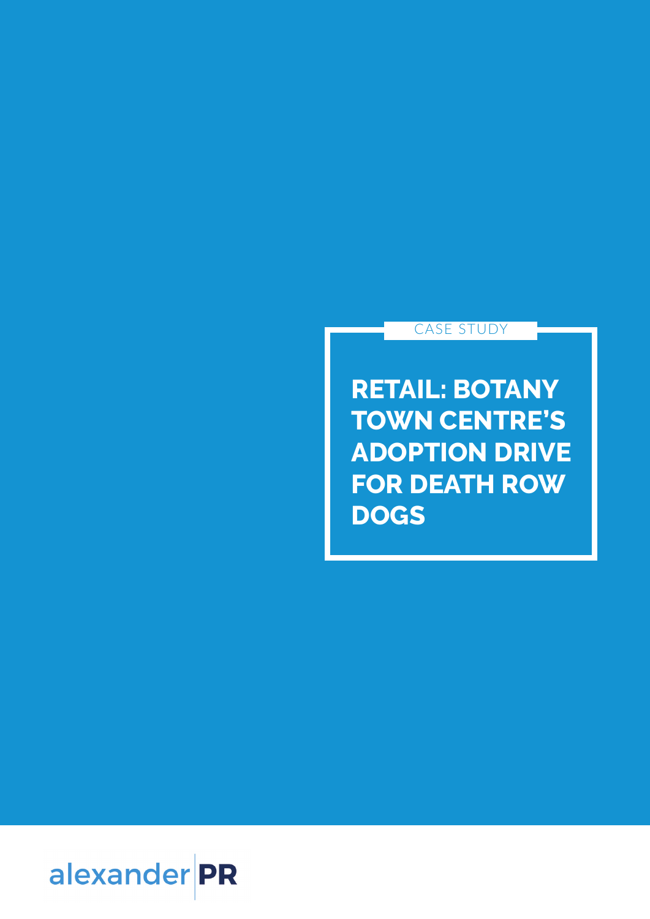CASE STUDY

# RETAIL: BOTANY TOWN CENTRE'S ADOPTION DRIVE FOR DEATH ROW DOGS

alexander PR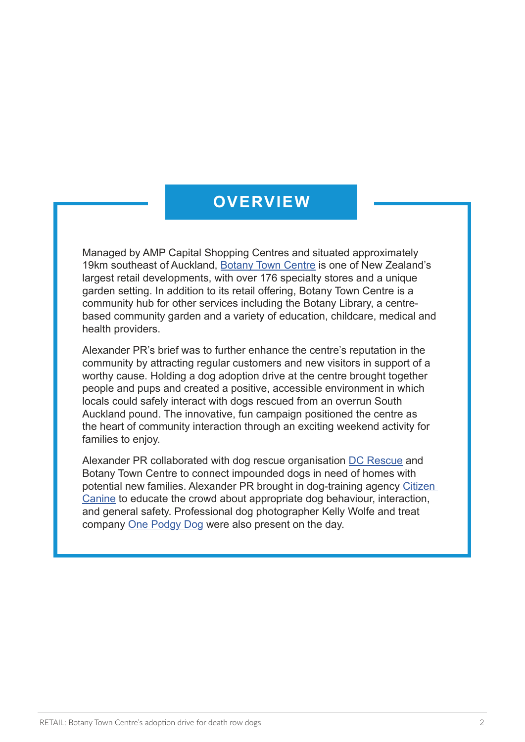## OVERVIEW

Managed by AMP Capital Shopping Centres and situated approximately 19km southeast of Auckland, Botany Town Centre is one of New Zealand's largest retail developments, with over 176 specialty stores and a unique garden setting. In addition to its retail offering, Botany Town Centre is a community hub for other services including the Botany Library, a centre-based community garden and a variety of education, childcare, medical and health providers.

Alexander PR's brief was to further enhance the centre's reputation in the community by attracting regular customers and new visitors in support of a worthy cause. Holding a dog adoption drive at the centre brought together people and pups and created a positive, accessible environment in which locals could safely interact with dogs rescued from an overrun South Auckland pound. The innovative, fun campaign positioned the centre as the heart of community interaction through an exciting weekend activity for families to enjoy.

Alexander PR collaborated with dog rescue organisation DC Rescue and Botany Town Centre to connect impounded dogs in need of homes with potential new families. Alexander PR brought in dog-training agency Citizen Canine to educate the crowd about appropriate dog behaviour, interaction, and general safety. Professional dog photographer Kelly Wolfe and treat company One Podgy Dog were also present on the day.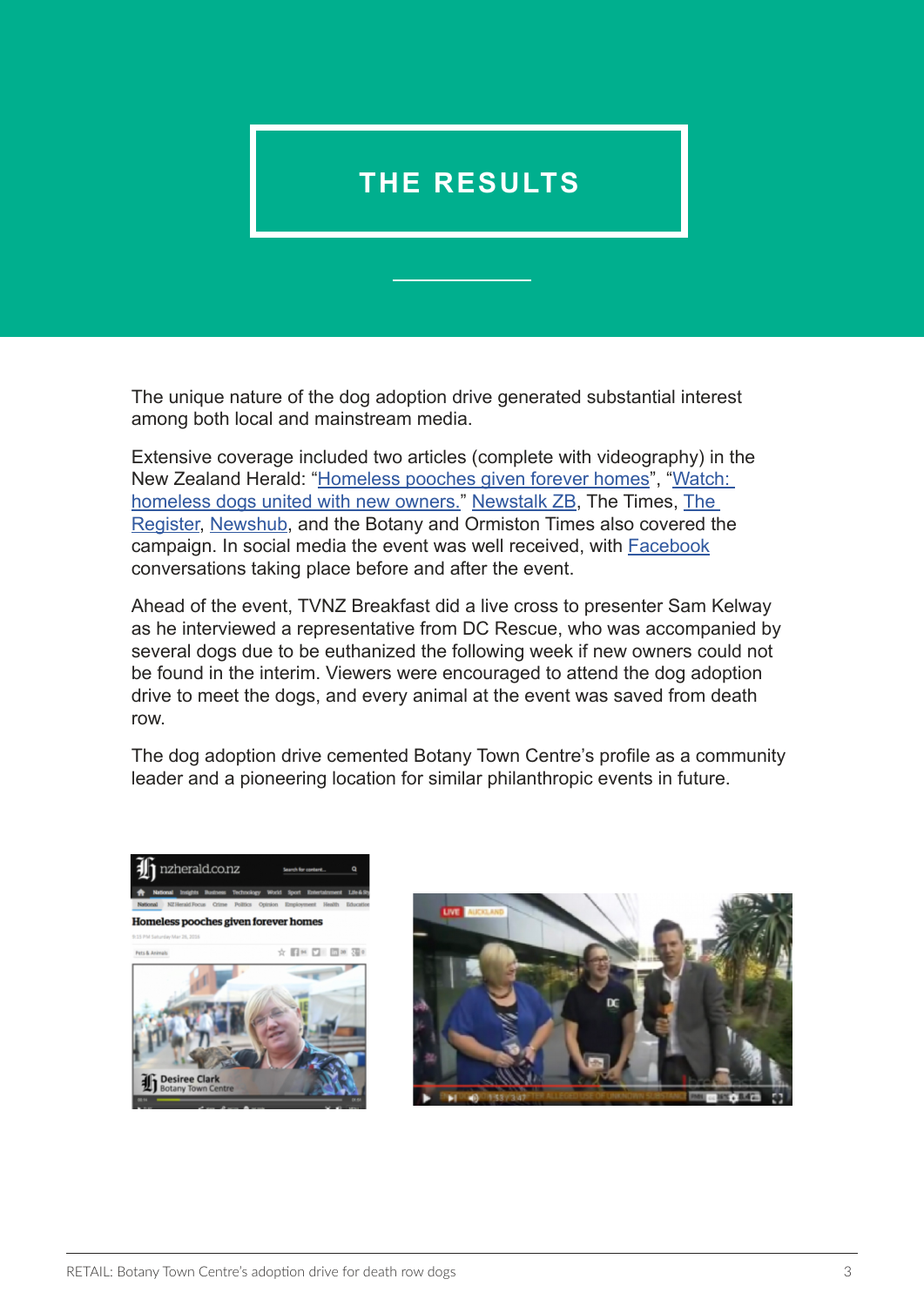# THE RESULTS

The unique nature of the dog adoption drive generated substantial interest among both local and mainstream media.

Extensive coverage included two articles (complete with videography) in the New Zealand Herald: "Homeless pooches given forever homes", "Watch: homeless dogs united with new owners." Newstalk ZB, The Times, The Register, Newshub, and the Botany and Ormiston Times also covered the campaign. In social media the event was well received, with Facebook conversations taking place before and after the event.

Ahead of the event, TVNZ Breakfast did a live cross to presenter Sam Kelway as he interviewed a representative from DC Rescue, who was accompanied by several dogs due to be euthanized the following week if new owners could not be found in the interim. Viewers were encouraged to attend the dog adoption drive to meet the dogs, and every animal at the event was saved from death row.

The dog adoption drive cemented Botany Town Centre's profile as a community leader and a pioneering location for similar philanthropic events in future.